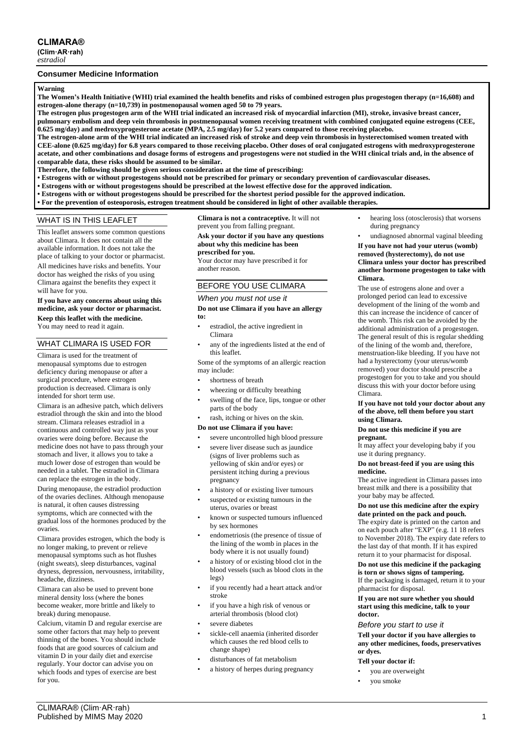# CLIMARA®

**(Clim·AR·rah)**

*estradiol*

## Consumer Medicine Information

**Warning**

**The Women's Health Initiative (WHI) trial examined the health benefits and risks of combined estrogen plus progestogen therapy (n=16,608) and estrogen-alone therapy (n=10,739) in postmenopausal women aged 50 to 79 years.**

**The estrogen plus progestogen arm of the WHI trial indicated an increased risk of myocardial infarction (MI), stroke, invasive breast cancer, pulmonary embolism and deep vein thrombosis in postmenopausal women receiving treatment with combined conjugated equine estrogens (CEE, 0.625 mg/day) and medroxyprogesterone acetate (MPA, 2.5 mg/day) for 5.2 years compared to those receiving placebo.**

**The estrogen-alone arm of the WHI trial indicated an increased risk of stroke and deep vein thrombosis in hysterectomised women treated with CEE-alone (0.625 mg/day) for 6.8 years compared to those receiving placebo. Other doses of oral conjugated estrogens with medroxyprogesterone acetate, and other combinations and dosage forms of estrogens and progestogens were not studied in the WHI clinical trials and, in the absence of comparable data, these risks should be assumed to be similar.**

**Therefore, the following should be given serious consideration at the time of prescribing:**

- **Estrogens with or without progestogens should not be prescribed for primary or secondary prevention of cardiovascular diseases.**
- **Estrogens with or without progestogens should be prescribed at the lowest effective dose for the approved indication.**
- **Estrogens with or without progestogens should be prescribed for the shortest period possible for the approved indication.**
- **For the prevention of osteoporosis, estrogen treatment should be considered in light of other available therapies.**

## WHAT IS IN THIS LEAFLET

This leaflet answers some common questions about Climara. It does not contain all the available information. It does not take the place of talking to your doctor or pharmacist.

All medicines have risks and benefits. Your doctor has weighed the risks of you using Climara against the benefits they expect it will have for you.

**If you have any concerns about using this medicine, ask your doctor or pharmacist.**

**Keep this leaflet with the medicine.**
You may need to read it again.

## WHAT CLIMARA IS USED FOR

Climara is used for the treatment of menopausal symptoms due to estrogen deficiency during menopause or after a surgical procedure, where estrogen production is decreased. Climara is only intended for short term use.

Climara is an adhesive patch, which delivers estradiol through the skin and into the blood stream. Climara releases estradiol in a continuous and controlled way just as your ovaries were doing before. Because the medicine does not have to pass through your stomach and liver, it allows you to take a much lower dose of estrogen than would be needed in a tablet. The estradiol in Climara can replace the estrogen in the body.

During menopause, the estradiol production of the ovaries declines. Although menopause is natural, it often causes distressing symptoms, which are connected with the gradual loss of the hormones produced by the ovaries.

Climara provides estrogen, which the body is no longer making, to prevent or relieve menopausal symptoms such as hot flushes (night sweats), sleep disturbances, vaginal dryness, depression, nervousness, irritability, headache, dizziness.

Climara can also be used to prevent bone mineral density loss (where the bones become weaker, more brittle and likely to break) during menopause.

Calcium, vitamin D and regular exercise are some other factors that may help to prevent thinning of the bones. You should include foods that are good sources of calcium and vitamin D in your daily diet and exercise regularly. Your doctor can advise you on which foods and types of exercise are best for you.

**Climara is not a contraceptive.** It will not prevent you from falling pregnant.

**Ask your doctor if you have any questions about why this medicine has been prescribed for you.**
Your doctor may have prescribed it for another reason.

## BEFORE YOU USE CLIMARA

### *When you must not use it*

**Do not use Climara if you have an allergy to:**

- estradiol, the active ingredient in Climara
- any of the ingredients listed at the end of this leaflet.

Some of the symptoms of an allergic reaction may include:

- shortness of breath
- wheezing or difficulty breathing
- swelling of the face, lips, tongue or other parts of the body
- rash, itching or hives on the skin.

**Do not use Climara if you have:**

- severe uncontrolled high blood pressure
- severe liver disease such as jaundice (signs of liver problems such as yellowing of skin and/or eyes) or persistent itching during a previous pregnancy
- a history of or existing liver tumours
- suspected or existing tumours in the uterus, ovaries or breast
- known or suspected tumours influenced by sex hormones
- endometriosis (the presence of tissue of the lining of the womb in places in the body where it is not usually found)
- a history of or existing blood clot in the blood vessels (such as blood clots in the legs)
- if you recently had a heart attack and/or stroke
- if you have a high risk of venous or arterial thrombosis (blood clot)
- severe diabetes
- sickle-cell anaemia (inherited disorder which causes the red blood cells to change shape)
- disturbances of fat metabolism
- a history of herpes during pregnancy
- hearing loss (otosclerosis) that worsens during pregnancy
- undiagnosed abnormal vaginal bleeding

**If you have not had your uterus (womb) removed (hysterectomy), do not use Climara unless your doctor has prescribed another hormone progestogen to take with Climara.**

The use of estrogens alone and over a prolonged period can lead to excessive development of the lining of the womb and this can increase the incidence of cancer of the womb. This risk can be avoided by the additional administration of a progestogen. The general result of this is regular shedding of the lining of the womb and, therefore, menstruation-like bleeding. If you have not had a hysterectomy (your uterus/womb removed) your doctor should prescribe a progestogen for you to take and you should discuss this with your doctor before using Climara.

**If you have not told your doctor about any of the above, tell them before you start using Climara.**

**Do not use this medicine if you are pregnant.**
It may affect your developing baby if you use it during pregnancy.

**Do not breast-feed if you are using this medicine.**
The active ingredient in Climara passes into breast milk and there is a possibility that your baby may be affected.

**Do not use this medicine after the expiry date printed on the pack and pouch.**
The expiry date is printed on the carton and on each pouch after "EXP" (e.g. 11 18 refers to November 2018). The expiry date refers to the last day of that month. If it has expired return it to your pharmacist for disposal.

**Do not use this medicine if the packaging is torn or shows signs of tampering.**
If the packaging is damaged, return it to your pharmacist for disposal.

**If you are not sure whether you should start using this medicine, talk to your doctor.**

### *Before you start to use it*

**Tell your doctor if you have allergies to any other medicines, foods, preservatives or dyes.**

**Tell your doctor if:**

- you are overweight
- you smoke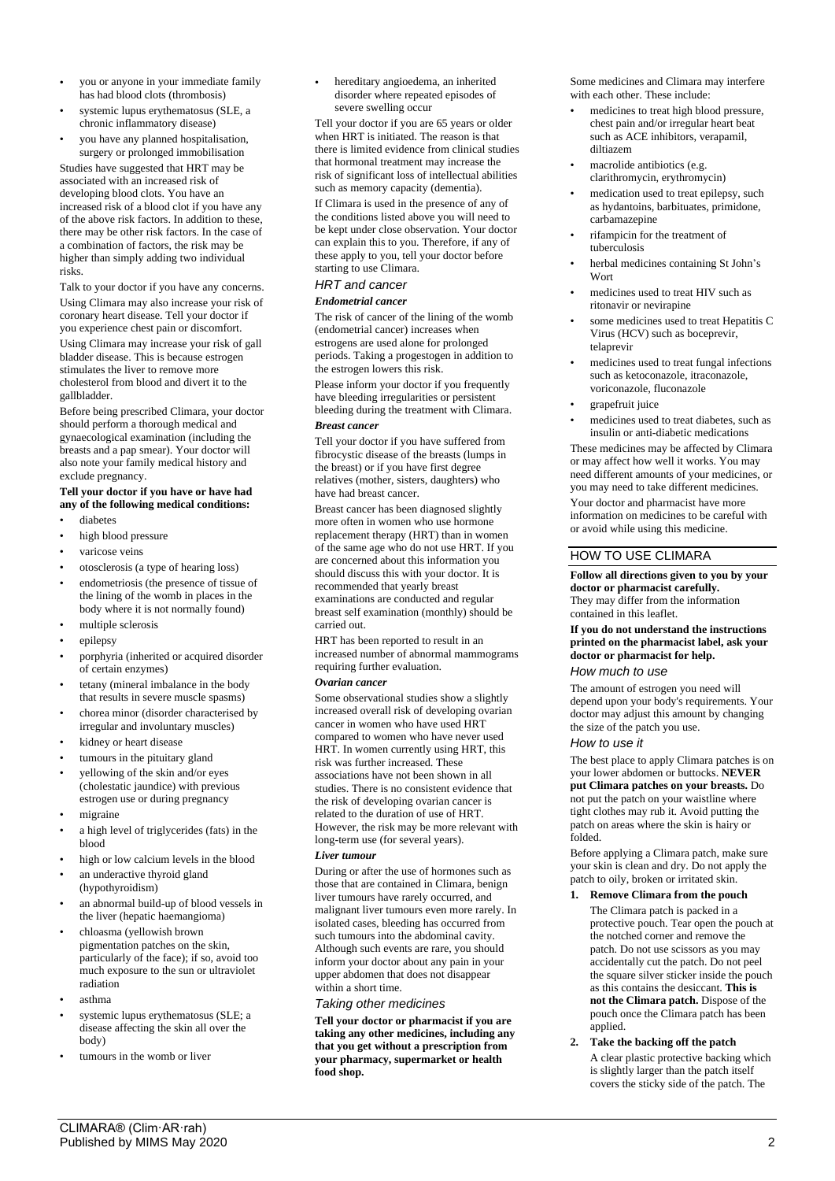- you or anyone in your immediate family has had blood clots (thrombosis)
- systemic lupus erythematosus (SLE, a chronic inflammatory disease)
- you have any planned hospitalisation, surgery or prolonged immobilisation

Studies have suggested that HRT may be associated with an increased risk of developing blood clots. You have an increased risk of a blood clot if you have any of the above risk factors. In addition to these, there may be other risk factors. In the case of a combination of factors, the risk may be higher than simply adding two individual risks.

Talk to your doctor if you have any concerns.

Using Climara may also increase your risk of coronary heart disease. Tell your doctor if you experience chest pain or discomfort.

Using Climara may increase your risk of gall bladder disease. This is because estrogen stimulates the liver to remove more cholesterol from blood and divert it to the gallbladder.

Before being prescribed Climara, your doctor should perform a thorough medical and gynaecological examination (including the breasts and a pap smear). Your doctor will also note your family medical history and exclude pregnancy.

**Tell your doctor if you have or have had any of the following medical conditions:**

- diabetes
- high blood pressure
- varicose veins
- otosclerosis (a type of hearing loss)
- endometriosis (the presence of tissue of the lining of the womb in places in the body where it is not normally found)
- multiple sclerosis
- epilepsy
- porphyria (inherited or acquired disorder of certain enzymes)
- tetany (mineral imbalance in the body that results in severe muscle spasms)
- chorea minor (disorder characterised by irregular and involuntary muscles)
- kidney or heart disease
- tumours in the pituitary gland
- yellowing of the skin and/or eyes (cholestatic jaundice) with previous estrogen use or during pregnancy
- migraine
- a high level of triglycerides (fats) in the blood
- high or low calcium levels in the blood
- an underactive thyroid gland (hypothyroidism)
- an abnormal build-up of blood vessels in the liver (hepatic haemangioma)
- chloasma (yellowish brown pigmentation patches on the skin, particularly of the face); if so, avoid too much exposure to the sun or ultraviolet radiation
- asthma
- systemic lupus erythematosus (SLE; a disease affecting the skin all over the body)
- tumours in the womb or liver
- hereditary angioedema, an inherited disorder where repeated episodes of severe swelling occur

Tell your doctor if you are 65 years or older when HRT is initiated. The reason is that there is limited evidence from clinical studies that hormonal treatment may increase the risk of significant loss of intellectual abilities such as memory capacity (dementia).

If Climara is used in the presence of any of the conditions listed above you will need to be kept under close observation. Your doctor can explain this to you. Therefore, if any of these apply to you, tell your doctor before starting to use Climara.

### *HRT and cancer*

#### ***Endometrial cancer***

The risk of cancer of the lining of the womb (endometrial cancer) increases when estrogens are used alone for prolonged periods. Taking a progestogen in addition to the estrogen lowers this risk.

Please inform your doctor if you frequently have bleeding irregularities or persistent bleeding during the treatment with Climara.

#### ***Breast cancer***

Tell your doctor if you have suffered from fibrocystic disease of the breasts (lumps in the breast) or if you have first degree relatives (mother, sisters, daughters) who have had breast cancer.

Breast cancer has been diagnosed slightly more often in women who use hormone replacement therapy (HRT) than in women of the same age who do not use HRT. If you are concerned about this information you should discuss this with your doctor. It is recommended that yearly breast examinations are conducted and regular breast self examination (monthly) should be carried out.

HRT has been reported to result in an increased number of abnormal mammograms requiring further evaluation.

#### ***Ovarian cancer***

Some observational studies show a slightly increased overall risk of developing ovarian cancer in women who have used HRT compared to women who have never used HRT. In women currently using HRT, this risk was further increased. These associations have not been shown in all studies. There is no consistent evidence that the risk of developing ovarian cancer is related to the duration of use of HRT. However, the risk may be more relevant with long-term use (for several years).

#### ***Liver tumour***

During or after the use of hormones such as those that are contained in Climara, benign liver tumours have rarely occurred, and malignant liver tumours even more rarely. In isolated cases, bleeding has occurred from such tumours into the abdominal cavity. Although such events are rare, you should inform your doctor about any pain in your upper abdomen that does not disappear within a short time.

### *Taking other medicines*

**Tell your doctor or pharmacist if you are taking any other medicines, including any that you get without a prescription from your pharmacy, supermarket or health food shop.**

Some medicines and Climara may interfere with each other. These include:

- medicines to treat high blood pressure, chest pain and/or irregular heart beat such as ACE inhibitors, verapamil, diltiazem
- macrolide antibiotics (e.g. clarithromycin, erythromycin)
- medication used to treat epilepsy, such as hydantoins, barbituates, primidone, carbamazepine
- rifampicin for the treatment of tuberculosis
- herbal medicines containing St John's Wort
- medicines used to treat HIV such as ritonavir or nevirapine
- some medicines used to treat Hepatitis C Virus (HCV) such as boceprevir, telaprevir
- medicines used to treat fungal infections such as ketoconazole, itraconazole, voriconazole, fluconazole
- grapefruit juice
- medicines used to treat diabetes, such as insulin or anti-diabetic medications

These medicines may be affected by Climara or may affect how well it works. You may need different amounts of your medicines, or you may need to take different medicines.

Your doctor and pharmacist have more information on medicines to be careful with or avoid while using this medicine.

## HOW TO USE CLIMARA

**Follow all directions given to you by your doctor or pharmacist carefully.**

They may differ from the information contained in this leaflet.

**If you do not understand the instructions printed on the pharmacist label, ask your doctor or pharmacist for help.**

### *How much to use*

The amount of estrogen you need will depend upon your body's requirements. Your doctor may adjust this amount by changing the size of the patch you use.

### *How to use it*

The best place to apply Climara patches is on your lower abdomen or buttocks. **NEVER put Climara patches on your breasts.** Do not put the patch on your waistline where tight clothes may rub it. Avoid putting the patch on areas where the skin is hairy or folded.

Before applying a Climara patch, make sure your skin is clean and dry. Do not apply the patch to oily, broken or irritated skin.

1. **Remove Climara from the pouch**

   The Climara patch is packed in a protective pouch. Tear open the pouch at the notched corner and remove the patch. Do not use scissors as you may accidentally cut the patch. Do not peel the square silver sticker inside the pouch as this contains the desiccant. **This is not the Climara patch.** Dispose of the pouch once the Climara patch has been applied.

2. **Take the backing off the patch**

   A clear plastic protective backing which is slightly larger than the patch itself covers the sticky side of the patch. The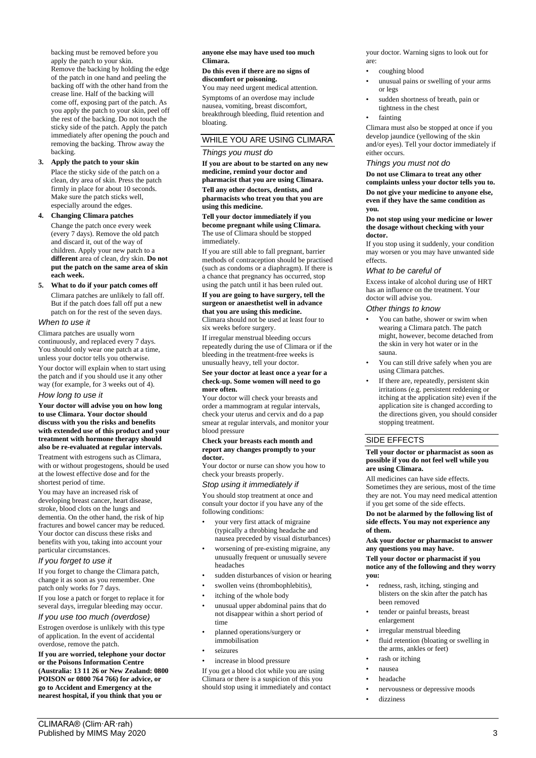backing must be removed before you apply the patch to your skin. Remove the backing by holding the edge of the patch in one hand and peeling the backing off with the other hand from the crease line. Half of the backing will come off, exposing part of the patch. As you apply the patch to your skin, peel off the rest of the backing. Do not touch the sticky side of the patch. Apply the patch immediately after opening the pouch and removing the backing. Throw away the backing.

3. **Apply the patch to your skin**
   Place the sticky side of the patch on a clean, dry area of skin. Press the patch firmly in place for about 10 seconds. Make sure the patch sticks well, especially around the edges.
4. **Changing Climara patches**
   Change the patch once every week (every 7 days). Remove the old patch and discard it, out of the way of children. Apply your new patch to a **different** area of clean, dry skin. **Do not put the patch on the same area of skin each week.**
5. **What to do if your patch comes off**
   Climara patches are unlikely to fall off. But if the patch does fall off put a new patch on for the rest of the seven days.

### *When to use it*

Climara patches are usually worn continuously, and replaced every 7 days. You should only wear one patch at a time, unless your doctor tells you otherwise.

Your doctor will explain when to start using the patch and if you should use it any other way (for example, for 3 weeks out of 4).

### *How long to use it*

**Your doctor will advise you on how long to use Climara. Your doctor should discuss with you the risks and benefits with extended use of this product and your treatment with hormone therapy should also be re-evaluated at regular intervals.**

Treatment with estrogens such as Climara, with or without progestogens, should be used at the lowest effective dose and for the shortest period of time.

You may have an increased risk of developing breast cancer, heart disease, stroke, blood clots on the lungs and dementia. On the other hand, the risk of hip fractures and bowel cancer may be reduced. Your doctor can discuss these risks and benefits with you, taking into account your particular circumstances.

### *If you forget to use it*

If you forget to change the Climara patch, change it as soon as you remember. One patch only works for 7 days.

If you lose a patch or forget to replace it for several days, irregular bleeding may occur.

### *If you use too much (overdose)*

Estrogen overdose is unlikely with this type of application. In the event of accidental overdose, remove the patch.

**If you are worried, telephone your doctor or the Poisons Information Centre (Australia: 13 11 26 or New Zealand: 0800 POISON or 0800 764 766) for advice, or go to Accident and Emergency at the nearest hospital, if you think that you or anyone else may have used too much Climara.**

**Do this even if there are no signs of discomfort or poisoning.**

You may need urgent medical attention.

Symptoms of an overdose may include nausea, vomiting, breast discomfort, breakthrough bleeding, fluid retention and bloating.

## WHILE YOU ARE USING CLIMARA

### *Things you must do*

**If you are about to be started on any new medicine, remind your doctor and pharmacist that you are using Climara.**

**Tell any other doctors, dentists, and pharmacists who treat you that you are using this medicine.**

**Tell your doctor immediately if you become pregnant while using Climara.** The use of Climara should be stopped immediately.

If you are still able to fall pregnant, barrier methods of contraception should be practised (such as condoms or a diaphragm). If there is a chance that pregnancy has occurred, stop using the patch until it has been ruled out.

**If you are going to have surgery, tell the surgeon or anaesthetist well in advance that you are using this medicine.**
Climara should not be used at least four to six weeks before surgery.

If irregular menstrual bleeding occurs repeatedly during the use of Climara or if the bleeding in the treatment-free weeks is unusually heavy, tell your doctor.

**See your doctor at least once a year for a check-up. Some women will need to go more often.**

Your doctor will check your breasts and order a mammogram at regular intervals, check your uterus and cervix and do a pap smear at regular intervals, and monitor your blood pressure

**Check your breasts each month and report any changes promptly to your doctor.**

Your doctor or nurse can show you how to check your breasts properly.

### *Stop using it immediately if*

You should stop treatment at once and consult your doctor if you have any of the following conditions:

- your very first attack of migraine (typically a throbbing headache and nausea preceded by visual disturbances)
- worsening of pre-existing migraine, any unusually frequent or unusually severe headaches
- sudden disturbances of vision or hearing
- swollen veins (thrombophlebitis),
- itching of the whole body
- unusual upper abdominal pains that do not disappear within a short period of time
- planned operations/surgery or immobilisation
- seizures
- increase in blood pressure

If you get a blood clot while you are using Climara or there is a suspicion of this you should stop using it immediately and contact your doctor. Warning signs to look out for are:

- coughing blood
- unusual pains or swelling of your arms or legs
- sudden shortness of breath, pain or tightness in the chest
- fainting

Climara must also be stopped at once if you develop jaundice (yellowing of the skin and/or eyes). Tell your doctor immediately if either occurs.

### *Things you must not do*

**Do not use Climara to treat any other complaints unless your doctor tells you to.**

**Do not give your medicine to anyone else, even if they have the same condition as you.**

**Do not stop using your medicine or lower the dosage without checking with your doctor.**

If you stop using it suddenly, your condition may worsen or you may have unwanted side effects.

### *What to be careful of*

Excess intake of alcohol during use of HRT has an influence on the treatment. Your doctor will advise you.

### *Other things to know*

- You can bathe, shower or swim when wearing a Climara patch. The patch might, however, become detached from the skin in very hot water or in the sauna.
- You can still drive safely when you are using Climara patches.
- If there are, repeatedly, persistent skin irritations (e.g. persistent reddening or itching at the application site) even if the application site is changed according to the directions given, you should consider stopping treatment.

## SIDE EFFECTS

**Tell your doctor or pharmacist as soon as possible if you do not feel well while you are using Climara.**

All medicines can have side effects. Sometimes they are serious, most of the time they are not. You may need medical attention if you get some of the side effects.

**Do not be alarmed by the following list of side effects. You may not experience any of them.**

**Ask your doctor or pharmacist to answer any questions you may have.**

**Tell your doctor or pharmacist if you notice any of the following and they worry you:**

- redness, rash, itching, stinging and blisters on the skin after the patch has been removed
- tender or painful breasts, breast enlargement
- irregular menstrual bleeding
- fluid retention (bloating or swelling in the arms, ankles or feet)
- rash or itching
- nausea
- headache
- nervousness or depressive moods
- dizziness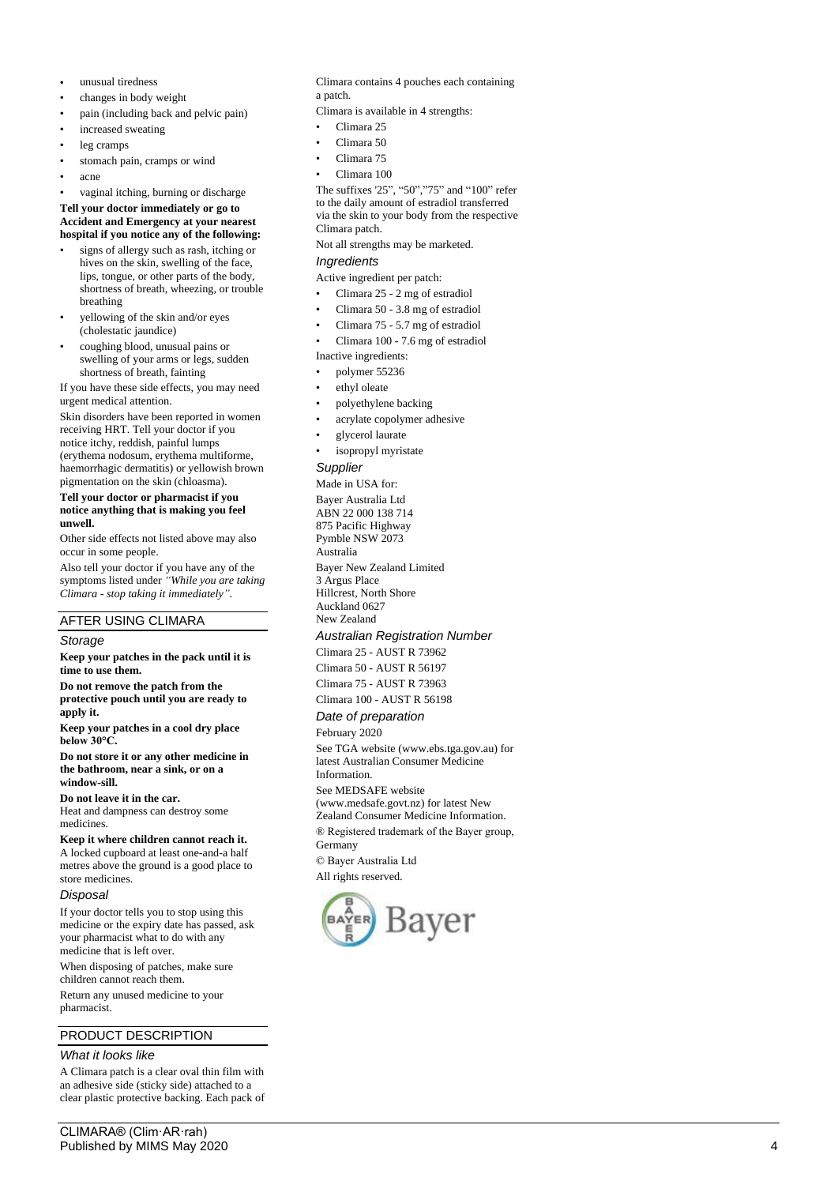- unusual tiredness
- changes in body weight
- pain (including back and pelvic pain)
- increased sweating
- leg cramps
- stomach pain, cramps or wind
- acne
- vaginal itching, burning or discharge

**Tell your doctor immediately or go to Accident and Emergency at your nearest hospital if you notice any of the following:**

- signs of allergy such as rash, itching or hives on the skin, swelling of the face, lips, tongue, or other parts of the body, shortness of breath, wheezing, or trouble breathing
- yellowing of the skin and/or eyes (cholestatic jaundice)
- coughing blood, unusual pains or swelling of your arms or legs, sudden shortness of breath, fainting

If you have these side effects, you may need urgent medical attention.

Skin disorders have been reported in women receiving HRT. Tell your doctor if you notice itchy, reddish, painful lumps (erythema nodosum, erythema multiforme, haemorrhagic dermatitis) or yellowish brown pigmentation on the skin (chloasma).

**Tell your doctor or pharmacist if you notice anything that is making you feel unwell.**

Other side effects not listed above may also occur in some people.

Also tell your doctor if you have any of the symptoms listed under *"While you are taking Climara - stop taking it immediately"*.

## AFTER USING CLIMARA

### *Storage*

**Keep your patches in the pack until it is time to use them.**

**Do not remove the patch from the protective pouch until you are ready to apply it.**

**Keep your patches in a cool dry place below 30°C.**

**Do not store it or any other medicine in the bathroom, near a sink, or on a window-sill.**

**Do not leave it in the car.**
Heat and dampness can destroy some medicines.

**Keep it where children cannot reach it.**
A locked cupboard at least one-and-a half metres above the ground is a good place to store medicines.

### *Disposal*

If your doctor tells you to stop using this medicine or the expiry date has passed, ask your pharmacist what to do with any medicine that is left over.

When disposing of patches, make sure children cannot reach them.

Return any unused medicine to your pharmacist.

## PRODUCT DESCRIPTION

### *What it looks like*

A Climara patch is a clear oval thin film with an adhesive side (sticky side) attached to a clear plastic protective backing. Each pack of Climara contains 4 pouches each containing a patch.

Climara is available in 4 strengths:

- Climara 25
- Climara 50
- Climara 75
- Climara 100

The suffixes '25", "50","75" and "100" refer to the daily amount of estradiol transferred via the skin to your body from the respective Climara patch.

Not all strengths may be marketed.

### *Ingredients*

Active ingredient per patch:

- Climara 25 - 2 mg of estradiol
- Climara 50 - 3.8 mg of estradiol
- Climara 75 - 5.7 mg of estradiol
- Climara 100 - 7.6 mg of estradiol

Inactive ingredients:

- polymer 55236
- ethyl oleate
- polyethylene backing
- acrylate copolymer adhesive
- glycerol laurate
- isopropyl myristate

### *Supplier*

Made in USA for:

Bayer Australia Ltd
ABN 22 000 138 714
875 Pacific Highway
Pymble NSW 2073
Australia

Bayer New Zealand Limited
3 Argus Place
Hillcrest, North Shore
Auckland 0627
New Zealand

### *Australian Registration Number*

Climara 25 - AUST R 73962

Climara 50 - AUST R 56197

Climara 75 - AUST R 73963

Climara 100 - AUST R 56198

### *Date of preparation*

February 2020

See TGA website (www.ebs.tga.gov.au) for latest Australian Consumer Medicine Information.

See MEDSAFE website (www.medsafe.govt.nz) for latest New Zealand Consumer Medicine Information.

® Registered trademark of the Bayer group, Germany

© Bayer Australia Ltd

All rights reserved.

Bayer